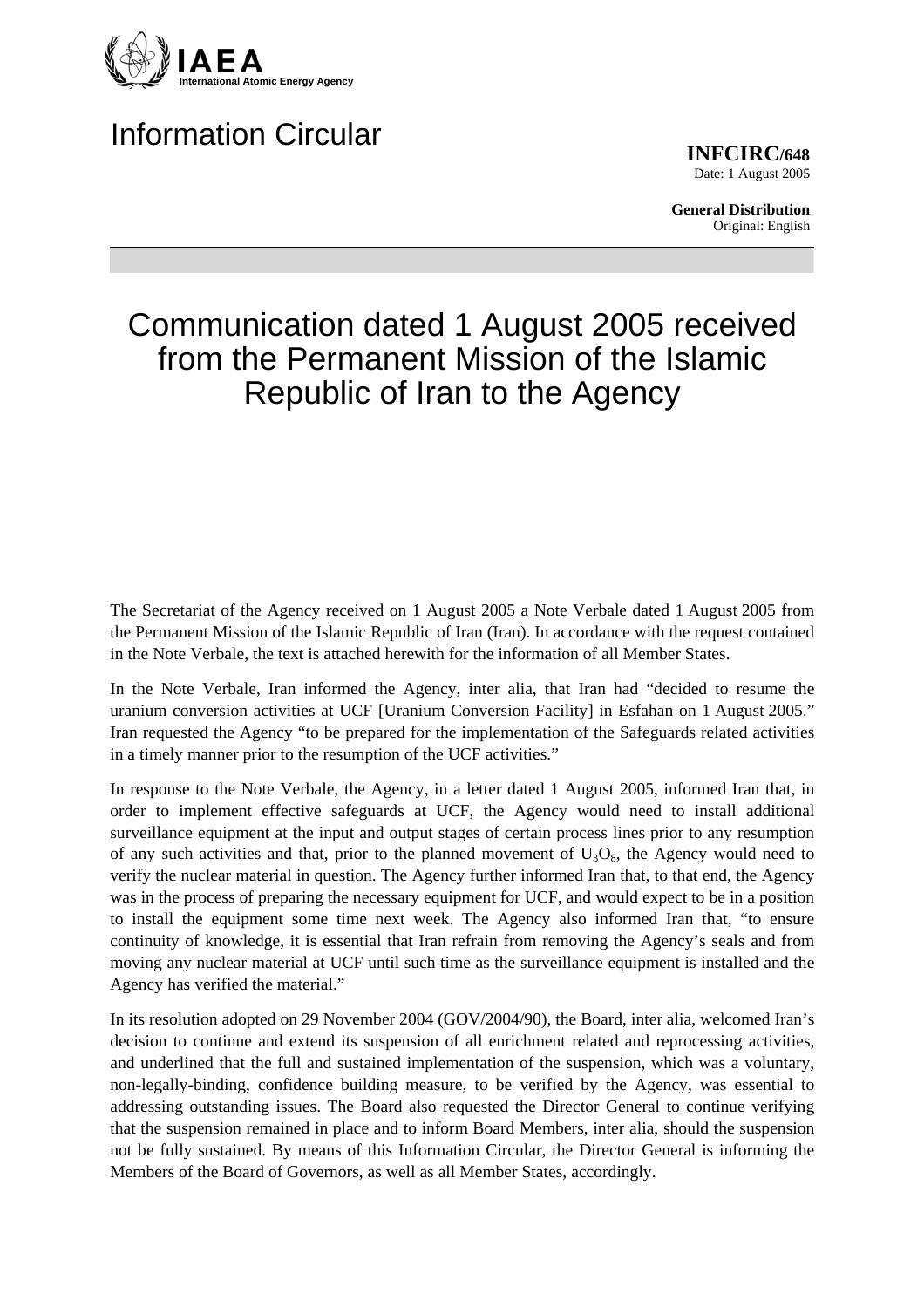IAEA
International Atomic Energy Agency

# Information Circular

**INFCIRC/648**
Date: 1 August 2005

**General Distribution**
Original: English

# Communication dated 1 August 2005 received from the Permanent Mission of the Islamic Republic of Iran to the Agency

The Secretariat of the Agency received on 1 August 2005 a Note Verbale dated 1 August 2005 from the Permanent Mission of the Islamic Republic of Iran (Iran). In accordance with the request contained in the Note Verbale, the text is attached herewith for the information of all Member States.

In the Note Verbale, Iran informed the Agency, inter alia, that Iran had "decided to resume the uranium conversion activities at UCF [Uranium Conversion Facility] in Esfahan on 1 August 2005." Iran requested the Agency "to be prepared for the implementation of the Safeguards related activities in a timely manner prior to the resumption of the UCF activities."

In response to the Note Verbale, the Agency, in a letter dated 1 August 2005, informed Iran that, in order to implement effective safeguards at UCF, the Agency would need to install additional surveillance equipment at the input and output stages of certain process lines prior to any resumption of any such activities and that, prior to the planned movement of $U_3O_8$, the Agency would need to verify the nuclear material in question. The Agency further informed Iran that, to that end, the Agency was in the process of preparing the necessary equipment for UCF, and would expect to be in a position to install the equipment some time next week. The Agency also informed Iran that, "to ensure continuity of knowledge, it is essential that Iran refrain from removing the Agency's seals and from moving any nuclear material at UCF until such time as the surveillance equipment is installed and the Agency has verified the material."

In its resolution adopted on 29 November 2004 (GOV/2004/90), the Board, inter alia, welcomed Iran's decision to continue and extend its suspension of all enrichment related and reprocessing activities, and underlined that the full and sustained implementation of the suspension, which was a voluntary, non-legally-binding, confidence building measure, to be verified by the Agency, was essential to addressing outstanding issues. The Board also requested the Director General to continue verifying that the suspension remained in place and to inform Board Members, inter alia, should the suspension not be fully sustained. By means of this Information Circular, the Director General is informing the Members of the Board of Governors, as well as all Member States, accordingly.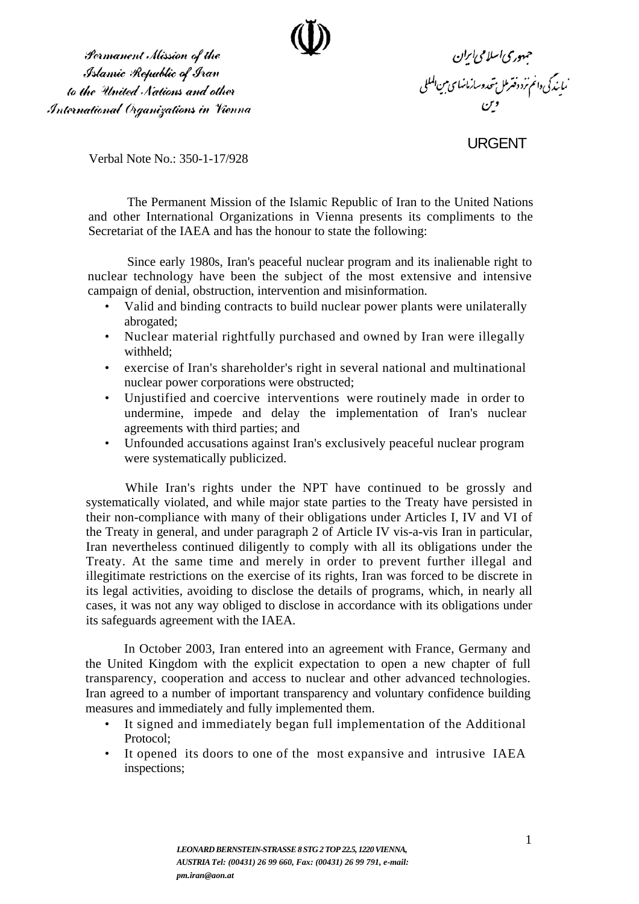Permanent Mission of the Islamic Republic of Iran to the United Nations and other International Organizations in Vienna

جمهوری اسلامی ایران
نمایندگی دائم نزد دفتر ملل متحد و سازمانهای بین المللی
وین

URGENT

Verbal Note No.: 350-1-17/928

The Permanent Mission of the Islamic Republic of Iran to the United Nations and other International Organizations in Vienna presents its compliments to the Secretariat of the IAEA and has the honour to state the following:

Since early 1980s, Iran's peaceful nuclear program and its inalienable right to nuclear technology have been the subject of the most extensive and intensive campaign of denial, obstruction, intervention and misinformation.

- Valid and binding contracts to build nuclear power plants were unilaterally abrogated;
- Nuclear material rightfully purchased and owned by Iran were illegally withheld;
- exercise of Iran's shareholder's right in several national and multinational nuclear power corporations were obstructed;
- Unjustified and coercive interventions were routinely made in order to undermine, impede and delay the implementation of Iran's nuclear agreements with third parties; and
- Unfounded accusations against Iran's exclusively peaceful nuclear program were systematically publicized.

While Iran's rights under the NPT have continued to be grossly and systematically violated, and while major state parties to the Treaty have persisted in their non-compliance with many of their obligations under Articles I, IV and VI of the Treaty in general, and under paragraph 2 of Article IV vis-a-vis Iran in particular, Iran nevertheless continued diligently to comply with all its obligations under the Treaty. At the same time and merely in order to prevent further illegal and illegitimate restrictions on the exercise of its rights, Iran was forced to be discrete in its legal activities, avoiding to disclose the details of programs, which, in nearly all cases, it was not any way obliged to disclose in accordance with its obligations under its safeguards agreement with the IAEA.

In October 2003, Iran entered into an agreement with France, Germany and the United Kingdom with the explicit expectation to open a new chapter of full transparency, cooperation and access to nuclear and other advanced technologies. Iran agreed to a number of important transparency and voluntary confidence building measures and immediately and fully implemented them.

- It signed and immediately began full implementation of the Additional Protocol;
- It opened its doors to one of the most expansive and intrusive IAEA inspections;

*LEONARD BERNSTEIN-STRASSE 8 STG 2 TOP 22.5, 1220 VIENNA, AUSTRIA Tel: (00431) 26 99 660, Fax: (00431) 26 99 791, e-mail: pm.iran@aon.at*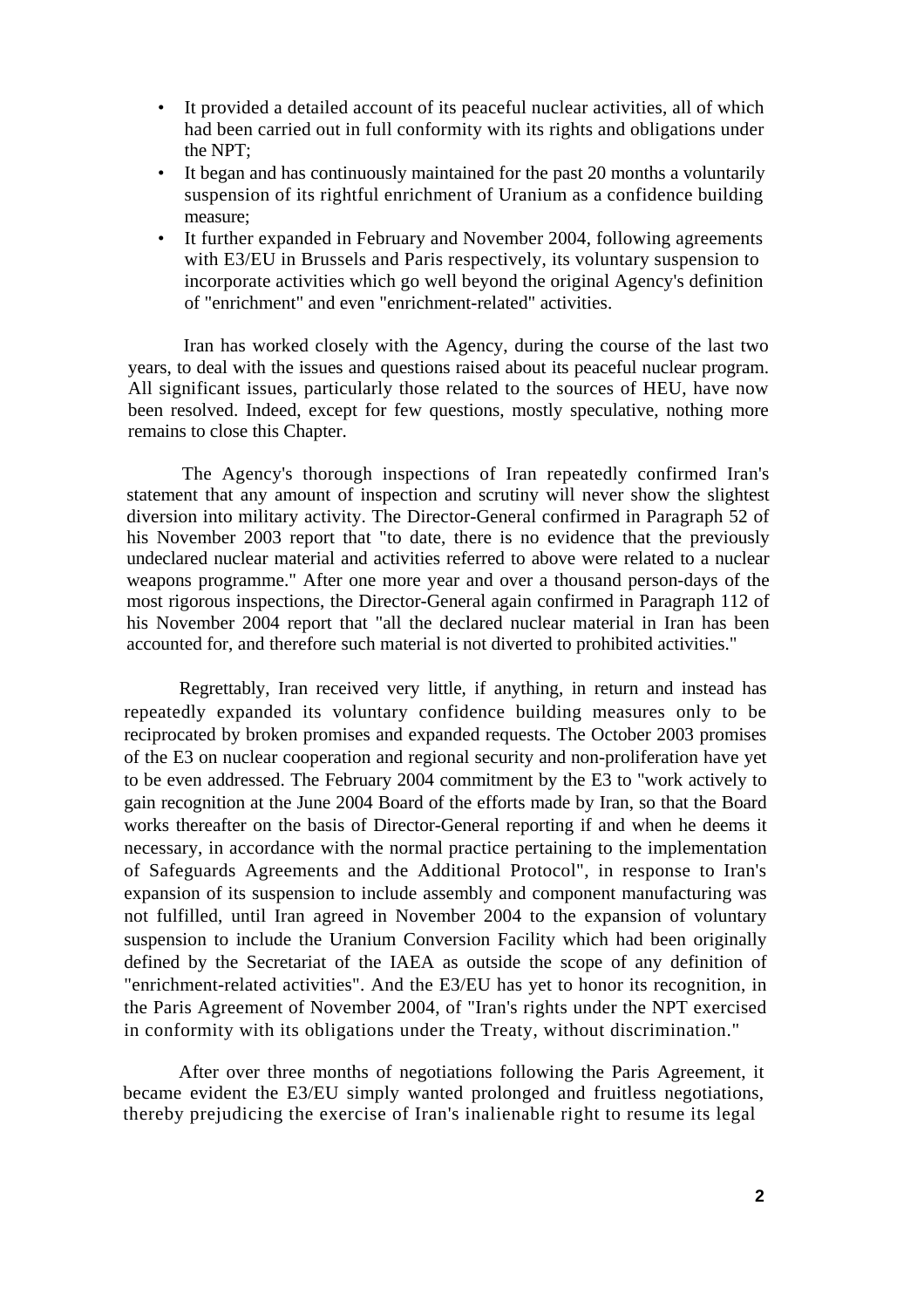- It provided a detailed account of its peaceful nuclear activities, all of which had been carried out in full conformity with its rights and obligations under the NPT;
- It began and has continuously maintained for the past 20 months a voluntarily suspension of its rightful enrichment of Uranium as a confidence building measure;
- It further expanded in February and November 2004, following agreements with E3/EU in Brussels and Paris respectively, its voluntary suspension to incorporate activities which go well beyond the original Agency's definition of "enrichment" and even "enrichment-related" activities.

Iran has worked closely with the Agency, during the course of the last two years, to deal with the issues and questions raised about its peaceful nuclear program. All significant issues, particularly those related to the sources of HEU, have now been resolved. Indeed, except for few questions, mostly speculative, nothing more remains to close this Chapter.

The Agency's thorough inspections of Iran repeatedly confirmed Iran's statement that any amount of inspection and scrutiny will never show the slightest diversion into military activity. The Director-General confirmed in Paragraph 52 of his November 2003 report that "to date, there is no evidence that the previously undeclared nuclear material and activities referred to above were related to a nuclear weapons programme." After one more year and over a thousand person-days of the most rigorous inspections, the Director-General again confirmed in Paragraph 112 of his November 2004 report that "all the declared nuclear material in Iran has been accounted for, and therefore such material is not diverted to prohibited activities."

Regrettably, Iran received very little, if anything, in return and instead has repeatedly expanded its voluntary confidence building measures only to be reciprocated by broken promises and expanded requests. The October 2003 promises of the E3 on nuclear cooperation and regional security and non-proliferation have yet to be even addressed. The February 2004 commitment by the E3 to "work actively to gain recognition at the June 2004 Board of the efforts made by Iran, so that the Board works thereafter on the basis of Director-General reporting if and when he deems it necessary, in accordance with the normal practice pertaining to the implementation of Safeguards Agreements and the Additional Protocol", in response to Iran's expansion of its suspension to include assembly and component manufacturing was not fulfilled, until Iran agreed in November 2004 to the expansion of voluntary suspension to include the Uranium Conversion Facility which had been originally defined by the Secretariat of the IAEA as outside the scope of any definition of "enrichment-related activities". And the E3/EU has yet to honor its recognition, in the Paris Agreement of November 2004, of "Iran's rights under the NPT exercised in conformity with its obligations under the Treaty, without discrimination."

After over three months of negotiations following the Paris Agreement, it became evident the E3/EU simply wanted prolonged and fruitless negotiations, thereby prejudicing the exercise of Iran's inalienable right to resume its legal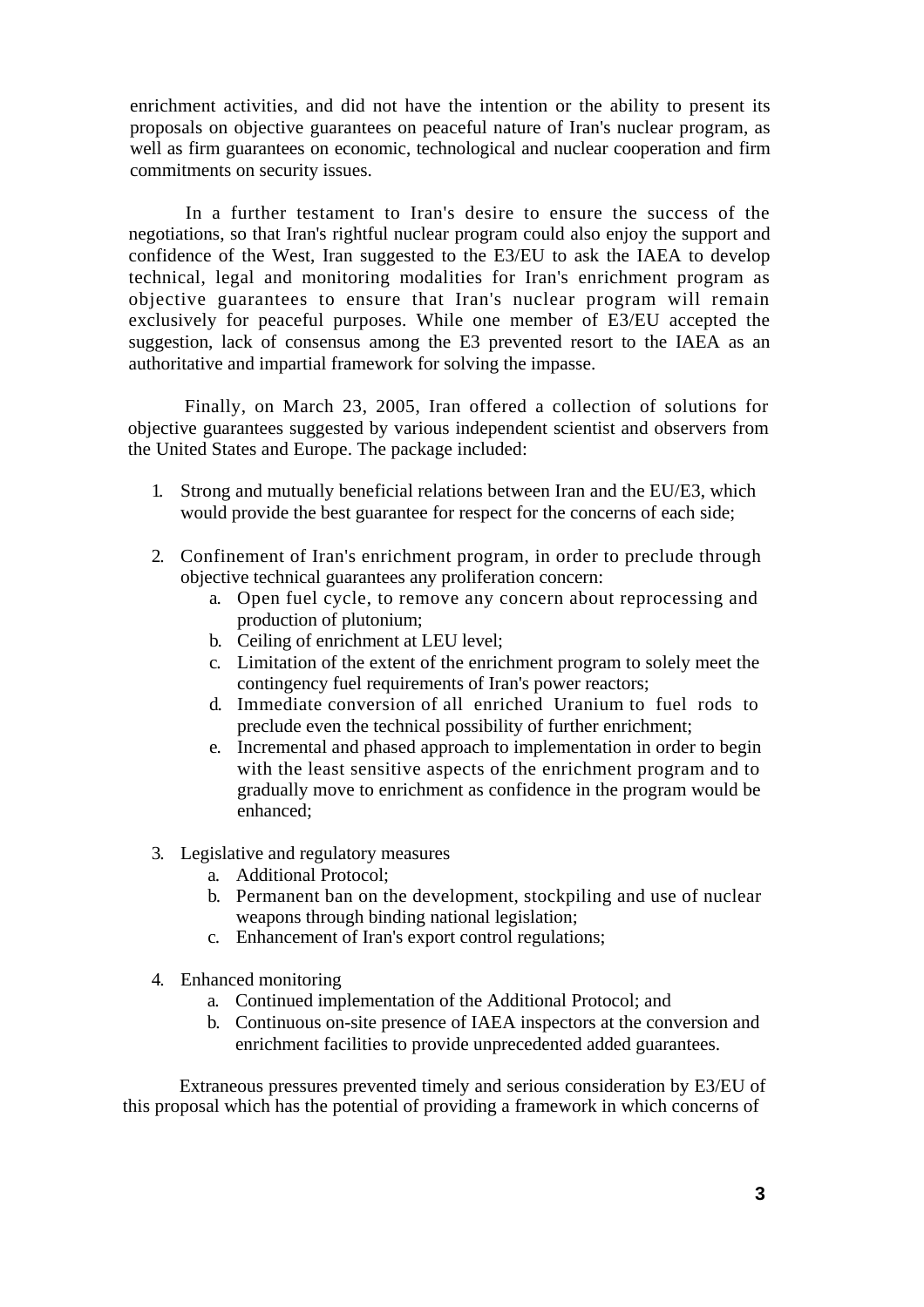enrichment activities, and did not have the intention or the ability to present its proposals on objective guarantees on peaceful nature of Iran's nuclear program, as well as firm guarantees on economic, technological and nuclear cooperation and firm commitments on security issues.

In a further testament to Iran's desire to ensure the success of the negotiations, so that Iran's rightful nuclear program could also enjoy the support and confidence of the West, Iran suggested to the E3/EU to ask the IAEA to develop technical, legal and monitoring modalities for Iran's enrichment program as objective guarantees to ensure that Iran's nuclear program will remain exclusively for peaceful purposes. While one member of E3/EU accepted the suggestion, lack of consensus among the E3 prevented resort to the IAEA as an authoritative and impartial framework for solving the impasse.

Finally, on March 23, 2005, Iran offered a collection of solutions for objective guarantees suggested by various independent scientist and observers from the United States and Europe. The package included:

1. Strong and mutually beneficial relations between Iran and the EU/E3, which would provide the best guarantee for respect for the concerns of each side;

2. Confinement of Iran's enrichment program, in order to preclude through objective technical guarantees any proliferation concern:
   a. Open fuel cycle, to remove any concern about reprocessing and production of plutonium;
   b. Ceiling of enrichment at LEU level;
   c. Limitation of the extent of the enrichment program to solely meet the contingency fuel requirements of Iran's power reactors;
   d. Immediate conversion of all enriched Uranium to fuel rods to preclude even the technical possibility of further enrichment;
   e. Incremental and phased approach to implementation in order to begin with the least sensitive aspects of the enrichment program and to gradually move to enrichment as confidence in the program would be enhanced;

3. Legislative and regulatory measures
   a. Additional Protocol;
   b. Permanent ban on the development, stockpiling and use of nuclear weapons through binding national legislation;
   c. Enhancement of Iran's export control regulations;

4. Enhanced monitoring
   a. Continued implementation of the Additional Protocol; and
   b. Continuous on-site presence of IAEA inspectors at the conversion and enrichment facilities to provide unprecedented added guarantees.

Extraneous pressures prevented timely and serious consideration by E3/EU of this proposal which has the potential of providing a framework in which concerns of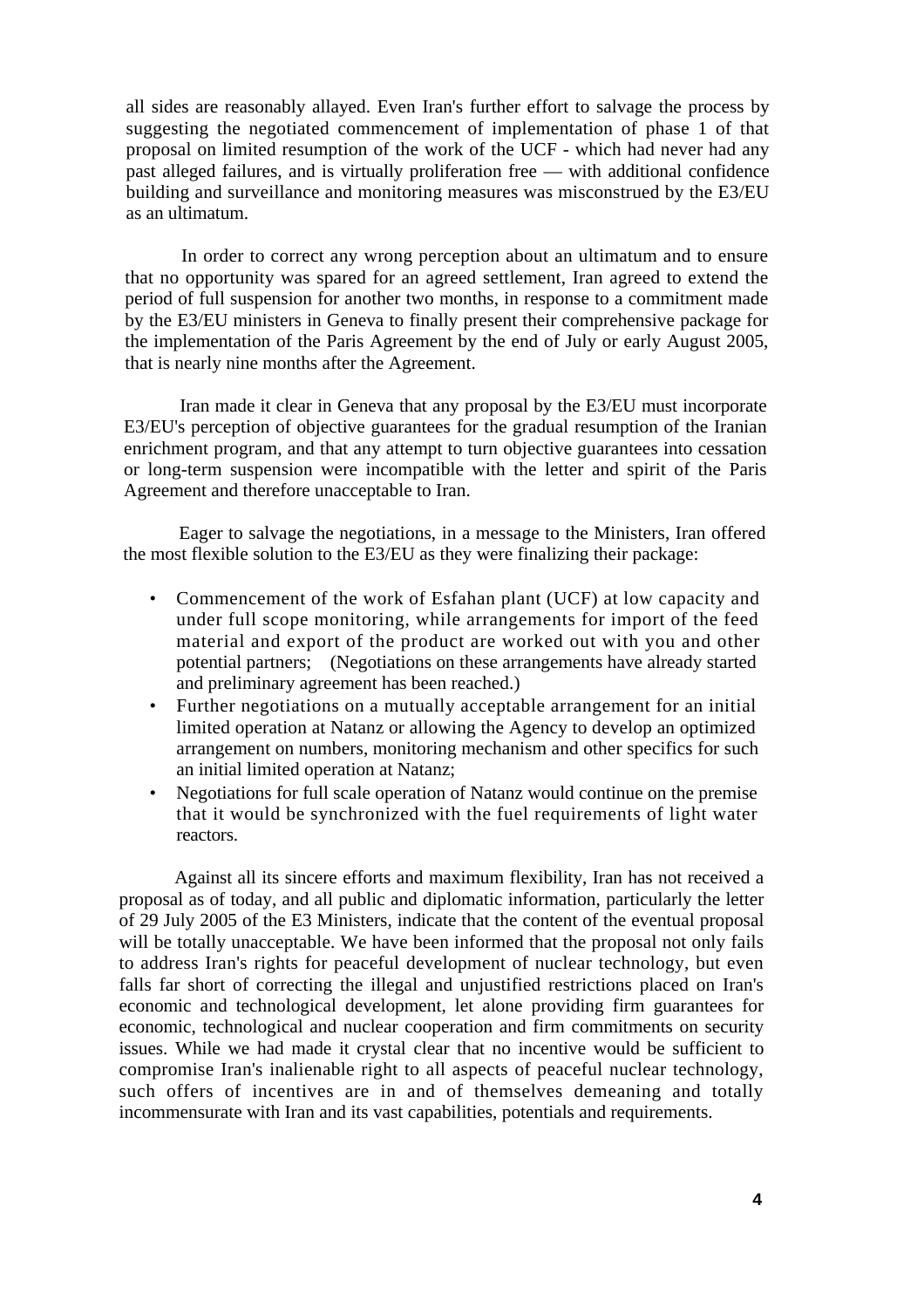all sides are reasonably allayed. Even Iran's further effort to salvage the process by suggesting the negotiated commencement of implementation of phase 1 of that proposal on limited resumption of the work of the UCF - which had never had any past alleged failures, and is virtually proliferation free — with additional confidence building and surveillance and monitoring measures was misconstrued by the E3/EU as an ultimatum.

In order to correct any wrong perception about an ultimatum and to ensure that no opportunity was spared for an agreed settlement, Iran agreed to extend the period of full suspension for another two months, in response to a commitment made by the E3/EU ministers in Geneva to finally present their comprehensive package for the implementation of the Paris Agreement by the end of July or early August 2005, that is nearly nine months after the Agreement.

Iran made it clear in Geneva that any proposal by the E3/EU must incorporate E3/EU's perception of objective guarantees for the gradual resumption of the Iranian enrichment program, and that any attempt to turn objective guarantees into cessation or long-term suspension were incompatible with the letter and spirit of the Paris Agreement and therefore unacceptable to Iran.

Eager to salvage the negotiations, in a message to the Ministers, Iran offered the most flexible solution to the E3/EU as they were finalizing their package:

- Commencement of the work of Esfahan plant (UCF) at low capacity and under full scope monitoring, while arrangements for import of the feed material and export of the product are worked out with you and other potential partners; (Negotiations on these arrangements have already started and preliminary agreement has been reached.)
- Further negotiations on a mutually acceptable arrangement for an initial limited operation at Natanz or allowing the Agency to develop an optimized arrangement on numbers, monitoring mechanism and other specifics for such an initial limited operation at Natanz;
- Negotiations for full scale operation of Natanz would continue on the premise that it would be synchronized with the fuel requirements of light water reactors.

Against all its sincere efforts and maximum flexibility, Iran has not received a proposal as of today, and all public and diplomatic information, particularly the letter of 29 July 2005 of the E3 Ministers, indicate that the content of the eventual proposal will be totally unacceptable. We have been informed that the proposal not only fails to address Iran's rights for peaceful development of nuclear technology, but even falls far short of correcting the illegal and unjustified restrictions placed on Iran's economic and technological development, let alone providing firm guarantees for economic, technological and nuclear cooperation and firm commitments on security issues. While we had made it crystal clear that no incentive would be sufficient to compromise Iran's inalienable right to all aspects of peaceful nuclear technology, such offers of incentives are in and of themselves demeaning and totally incommensurate with Iran and its vast capabilities, potentials and requirements.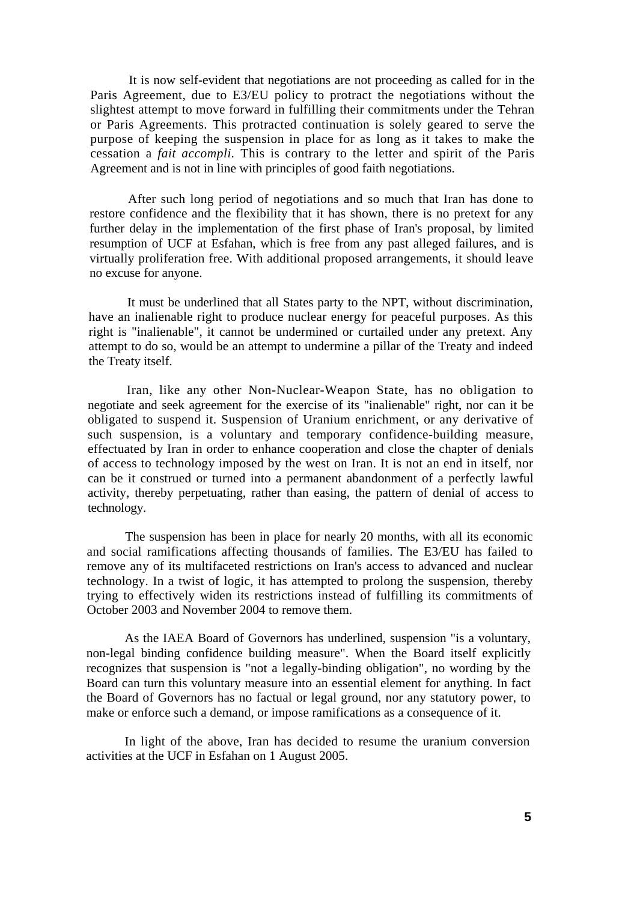It is now self-evident that negotiations are not proceeding as called for in the Paris Agreement, due to E3/EU policy to protract the negotiations without the slightest attempt to move forward in fulfilling their commitments under the Tehran or Paris Agreements. This protracted continuation is solely geared to serve the purpose of keeping the suspension in place for as long as it takes to make the cessation a *fait accompli.* This is contrary to the letter and spirit of the Paris Agreement and is not in line with principles of good faith negotiations.

After such long period of negotiations and so much that Iran has done to restore confidence and the flexibility that it has shown, there is no pretext for any further delay in the implementation of the first phase of Iran's proposal, by limited resumption of UCF at Esfahan, which is free from any past alleged failures, and is virtually proliferation free. With additional proposed arrangements, it should leave no excuse for anyone.

It must be underlined that all States party to the NPT, without discrimination, have an inalienable right to produce nuclear energy for peaceful purposes. As this right is "inalienable", it cannot be undermined or curtailed under any pretext. Any attempt to do so, would be an attempt to undermine a pillar of the Treaty and indeed the Treaty itself.

Iran, like any other Non-Nuclear-Weapon State, has no obligation to negotiate and seek agreement for the exercise of its "inalienable" right, nor can it be obligated to suspend it. Suspension of Uranium enrichment, or any derivative of such suspension, is a voluntary and temporary confidence-building measure, effectuated by Iran in order to enhance cooperation and close the chapter of denials of access to technology imposed by the west on Iran. It is not an end in itself, nor can be it construed or turned into a permanent abandonment of a perfectly lawful activity, thereby perpetuating, rather than easing, the pattern of denial of access to technology.

The suspension has been in place for nearly 20 months, with all its economic and social ramifications affecting thousands of families. The E3/EU has failed to remove any of its multifaceted restrictions on Iran's access to advanced and nuclear technology. In a twist of logic, it has attempted to prolong the suspension, thereby trying to effectively widen its restrictions instead of fulfilling its commitments of October 2003 and November 2004 to remove them.

As the IAEA Board of Governors has underlined, suspension "is a voluntary, non-legal binding confidence building measure". When the Board itself explicitly recognizes that suspension is "not a legally-binding obligation", no wording by the Board can turn this voluntary measure into an essential element for anything. In fact the Board of Governors has no factual or legal ground, nor any statutory power, to make or enforce such a demand, or impose ramifications as a consequence of it.

In light of the above, Iran has decided to resume the uranium conversion activities at the UCF in Esfahan on 1 August 2005.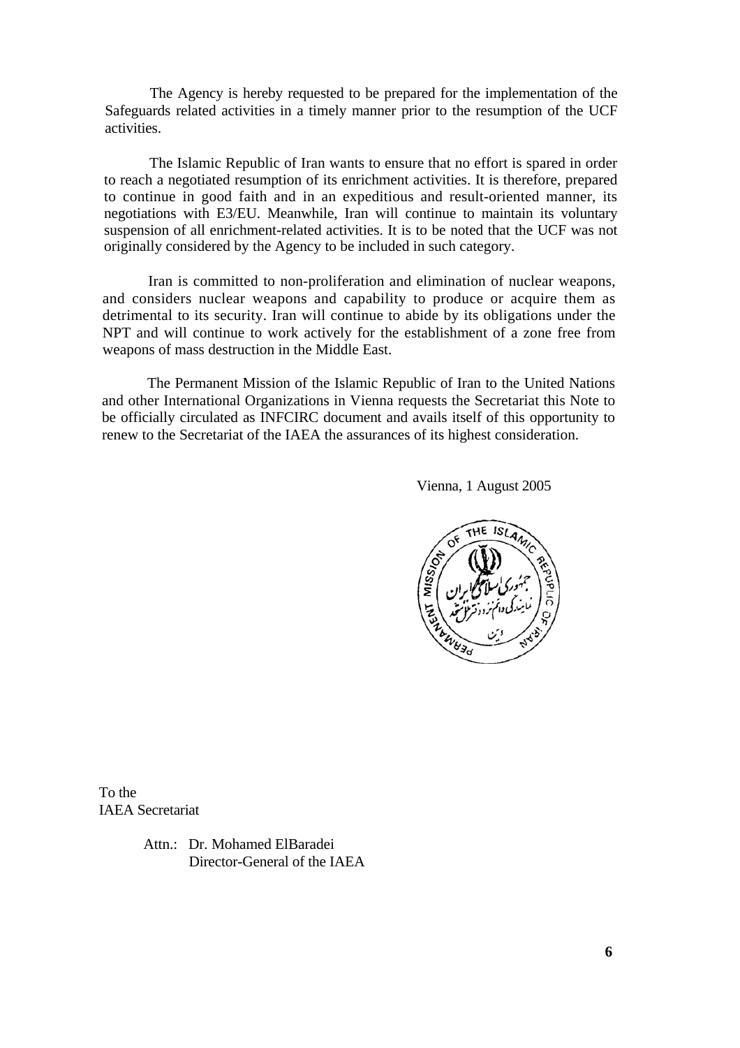The Agency is hereby requested to be prepared for the implementation of the Safeguards related activities in a timely manner prior to the resumption of the UCF activities.

The Islamic Republic of Iran wants to ensure that no effort is spared in order to reach a negotiated resumption of its enrichment activities. It is therefore, prepared to continue in good faith and in an expeditious and result-oriented manner, its negotiations with E3/EU. Meanwhile, Iran will continue to maintain its voluntary suspension of all enrichment-related activities. It is to be noted that the UCF was not originally considered by the Agency to be included in such category.

Iran is committed to non-proliferation and elimination of nuclear weapons, and considers nuclear weapons and capability to produce or acquire them as detrimental to its security. Iran will continue to abide by its obligations under the NPT and will continue to work actively for the establishment of a zone free from weapons of mass destruction in the Middle East.

The Permanent Mission of the Islamic Republic of Iran to the United Nations and other International Organizations in Vienna requests the Secretariat this Note to be officially circulated as INFCIRC document and avails itself of this opportunity to renew to the Secretariat of the IAEA the assurances of its highest consideration.

Vienna, 1 August 2005

PERMANENT MISSION OF THE ISLAMIC REPUBLIC OF IRAN

جمهوری اسلامی ایران

نمایندگی دائم نزد دفتر ملل متحد

وین

To the
IAEA Secretariat

Attn.: Dr. Mohamed ElBaradei
Director-General of the IAEA